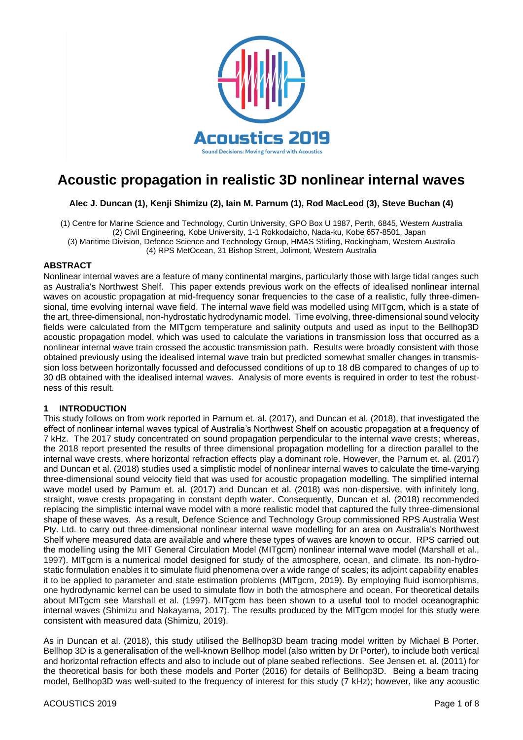# Acoustic propagation in realistic 3D nonlinear internal waves

**Alec J. Duncan (1), Kenji Shimizu (2), Iain M. Parnum (1), Rod MacLeod (3), Steve Buchan (4)**

(1) Centre for Marine Science and Technology, Curtin University, GPO Box U 1987, Perth, 6845, Western Australia
(2) Civil Engineering, Kobe University, 1-1 Rokkodaicho, Nada-ku, Kobe 657-8501, Japan
(3) Maritime Division, Defence Science and Technology Group, HMAS Stirling, Rockingham, Western Australia
(4) RPS MetOcean, 31 Bishop Street, Jolimont, Western Australia

## ABSTRACT

Nonlinear internal waves are a feature of many continental margins, particularly those with large tidal ranges such as Australia's Northwest Shelf. This paper extends previous work on the effects of idealised nonlinear internal waves on acoustic propagation at mid-frequency sonar frequencies to the case of a realistic, fully three-dimensional, time evolving internal wave field. The internal wave field was modelled using MITgcm, which is a state of the art, three-dimensional, non-hydrostatic hydrodynamic model. Time evolving, three-dimensional sound velocity fields were calculated from the MITgcm temperature and salinity outputs and used as input to the Bellhop3D acoustic propagation model, which was used to calculate the variations in transmission loss that occurred as a nonlinear internal wave train crossed the acoustic transmission path. Results were broadly consistent with those obtained previously using the idealised internal wave train but predicted somewhat smaller changes in transmission loss between horizontally focussed and defocussed conditions of up to 18 dB compared to changes of up to 30 dB obtained with the idealised internal waves. Analysis of more events is required in order to test the robustness of this result.

## 1 INTRODUCTION

This study follows on from work reported in Parnum et. al. (2017), and Duncan et al. (2018), that investigated the effect of nonlinear internal waves typical of Australia's Northwest Shelf on acoustic propagation at a frequency of 7 kHz. The 2017 study concentrated on sound propagation perpendicular to the internal wave crests; whereas, the 2018 report presented the results of three dimensional propagation modelling for a direction parallel to the internal wave crests, where horizontal refraction effects play a dominant role. However, the Parnum et. al. (2017) and Duncan et al. (2018) studies used a simplistic model of nonlinear internal waves to calculate the time-varying three-dimensional sound velocity field that was used for acoustic propagation modelling. The simplified internal wave model used by Parnum et. al. (2017) and Duncan et al. (2018) was non-dispersive, with infinitely long, straight, wave crests propagating in constant depth water. Consequently, Duncan et al. (2018) recommended replacing the simplistic internal wave model with a more realistic model that captured the fully three-dimensional shape of these waves. As a result, Defence Science and Technology Group commissioned RPS Australia West Pty. Ltd. to carry out three-dimensional nonlinear internal wave modelling for an area on Australia's Northwest Shelf where measured data are available and where these types of waves are known to occur. RPS carried out the modelling using the MIT General Circulation Model (MITgcm) nonlinear internal wave model (Marshall et al., 1997). MITgcm is a numerical model designed for study of the atmosphere, ocean, and climate. Its non-hydrostatic formulation enables it to simulate fluid phenomena over a wide range of scales; its adjoint capability enables it to be applied to parameter and state estimation problems (MITgcm, 2019). By employing fluid isomorphisms, one hydrodynamic kernel can be used to simulate flow in both the atmosphere and ocean. For theoretical details about MITgcm see Marshall et al. (1997). MITgcm has been shown to a useful tool to model oceanographic internal waves (Shimizu and Nakayama, 2017). The results produced by the MITgcm model for this study were consistent with measured data (Shimizu, 2019).

As in Duncan et al. (2018), this study utilised the Bellhop3D beam tracing model written by Michael B Porter. Bellhop 3D is a generalisation of the well-known Bellhop model (also written by Dr Porter), to include both vertical and horizontal refraction effects and also to include out of plane seabed reflections. See Jensen et. al. (2011) for the theoretical basis for both these models and Porter (2016) for details of Bellhop3D. Being a beam tracing model, Bellhop3D was well-suited to the frequency of interest for this study (7 kHz); however, like any acoustic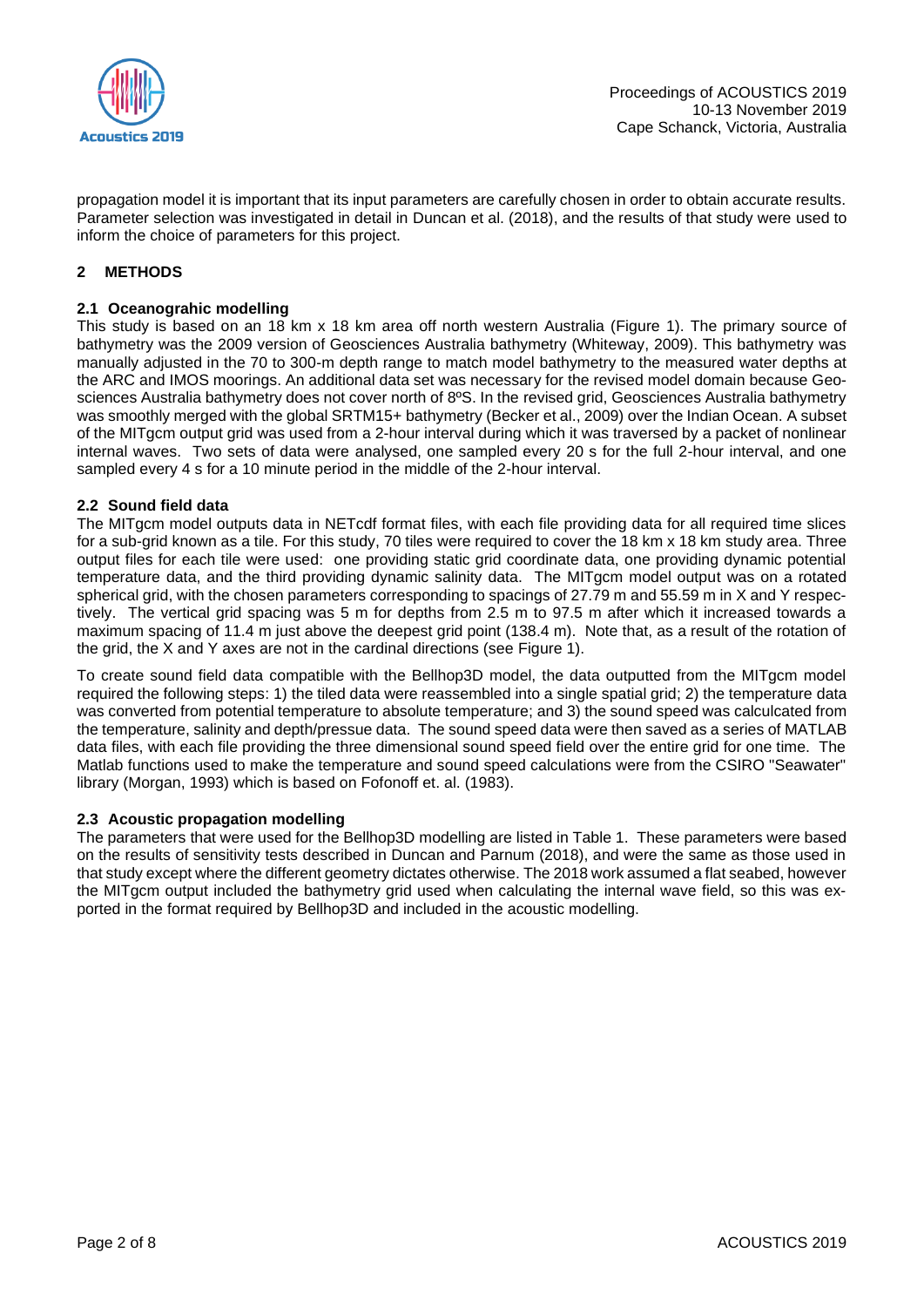propagation model it is important that its input parameters are carefully chosen in order to obtain accurate results. Parameter selection was investigated in detail in Duncan et al. (2018), and the results of that study were used to inform the choice of parameters for this project.

## 2 METHODS

### 2.1 Oceanograhic modelling

This study is based on an 18 km x 18 km area off north western Australia (Figure 1). The primary source of bathymetry was the 2009 version of Geosciences Australia bathymetry (Whiteway, 2009). This bathymetry was manually adjusted in the 70 to 300-m depth range to match model bathymetry to the measured water depths at the ARC and IMOS moorings. An additional data set was necessary for the revised model domain because Geosciences Australia bathymetry does not cover north of 8ºS. In the revised grid, Geosciences Australia bathymetry was smoothly merged with the global SRTM15+ bathymetry (Becker et al., 2009) over the Indian Ocean. A subset of the MITgcm output grid was used from a 2-hour interval during which it was traversed by a packet of nonlinear internal waves. Two sets of data were analysed, one sampled every 20 s for the full 2-hour interval, and one sampled every 4 s for a 10 minute period in the middle of the 2-hour interval.

### 2.2 Sound field data

The MITgcm model outputs data in NETcdf format files, with each file providing data for all required time slices for a sub-grid known as a tile. For this study, 70 tiles were required to cover the 18 km x 18 km study area. Three output files for each tile were used: one providing static grid coordinate data, one providing dynamic potential temperature data, and the third providing dynamic salinity data. The MITgcm model output was on a rotated spherical grid, with the chosen parameters corresponding to spacings of 27.79 m and 55.59 m in X and Y respectively. The vertical grid spacing was 5 m for depths from 2.5 m to 97.5 m after which it increased towards a maximum spacing of 11.4 m just above the deepest grid point (138.4 m). Note that, as a result of the rotation of the grid, the X and Y axes are not in the cardinal directions (see Figure 1).

To create sound field data compatible with the Bellhop3D model, the data outputted from the MITgcm model required the following steps: 1) the tiled data were reassembled into a single spatial grid; 2) the temperature data was converted from potential temperature to absolute temperature; and 3) the sound speed was calculcated from the temperature, salinity and depth/pressue data. The sound speed data were then saved as a series of MATLAB data files, with each file providing the three dimensional sound speed field over the entire grid for one time. The Matlab functions used to make the temperature and sound speed calculations were from the CSIRO "Seawater" library (Morgan, 1993) which is based on Fofonoff et. al. (1983).

### 2.3 Acoustic propagation modelling

The parameters that were used for the Bellhop3D modelling are listed in Table 1. These parameters were based on the results of sensitivity tests described in Duncan and Parnum (2018), and were the same as those used in that study except where the different geometry dictates otherwise. The 2018 work assumed a flat seabed, however the MITgcm output included the bathymetry grid used when calculating the internal wave field, so this was exported in the format required by Bellhop3D and included in the acoustic modelling.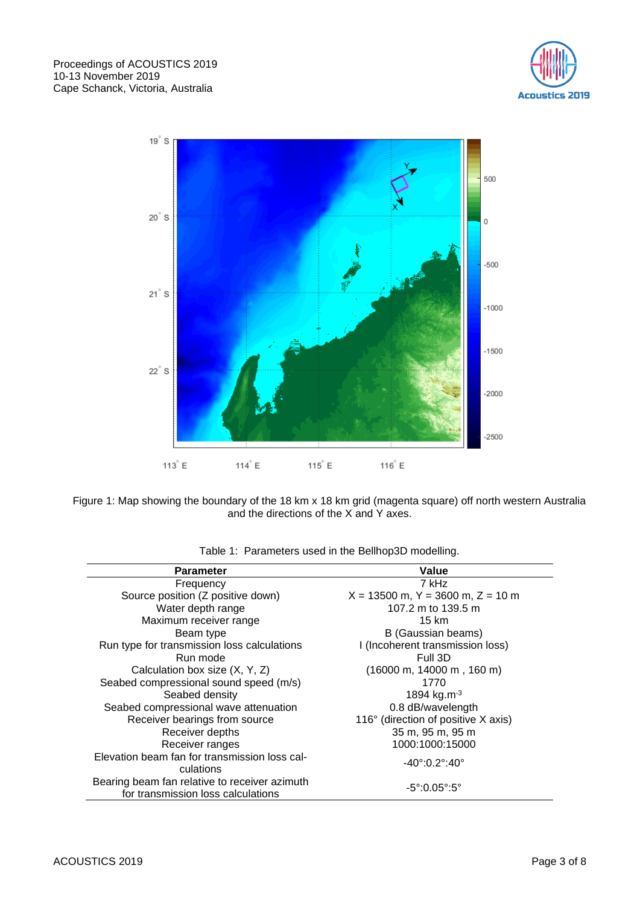19° S

20° S

21° S

22° S

113° E

114° E

115° E

116° E

Y

X

500

0

-500

-1000

-1500

-2000

-2500

Figure 1: Map showing the boundary of the 18 km x 18 km grid (magenta square) off north western Australia and the directions of the X and Y axes.

Table 1: Parameters used in the Bellhop3D modelling.

| Parameter | Value |
| --- | --- |
| Frequency | 7 kHz |
| Source position (Z positive down) | X = 13500 m, Y = 3600 m, Z = 10 m |
| Water depth range | 107.2 m to 139.5 m |
| Maximum receiver range | 15 km |
| Beam type | B (Gaussian beams) |
| Run type for transmission loss calculations | I (Incoherent transmission loss) |
| Run mode | Full 3D |
| Calculation box size (X, Y, Z) | (16000 m, 14000 m , 160 m) |
| Seabed compressional sound speed (m/s) | 1770 |
| Seabed density | 1894 kg.m$^{-3}$ |
| Seabed compressional wave attenuation | 0.8 dB/wavelength |
| Receiver bearings from source | 116° (direction of positive X axis) |
| Receiver depths | 35 m, 95 m, 95 m |
| Receiver ranges | 1000:1000:15000 |
| Elevation beam fan for transmission loss calculations | -40°:0.2°:40° |
| Bearing beam fan relative to receiver azimuth for transmission loss calculations | -5°:0.05°:5° |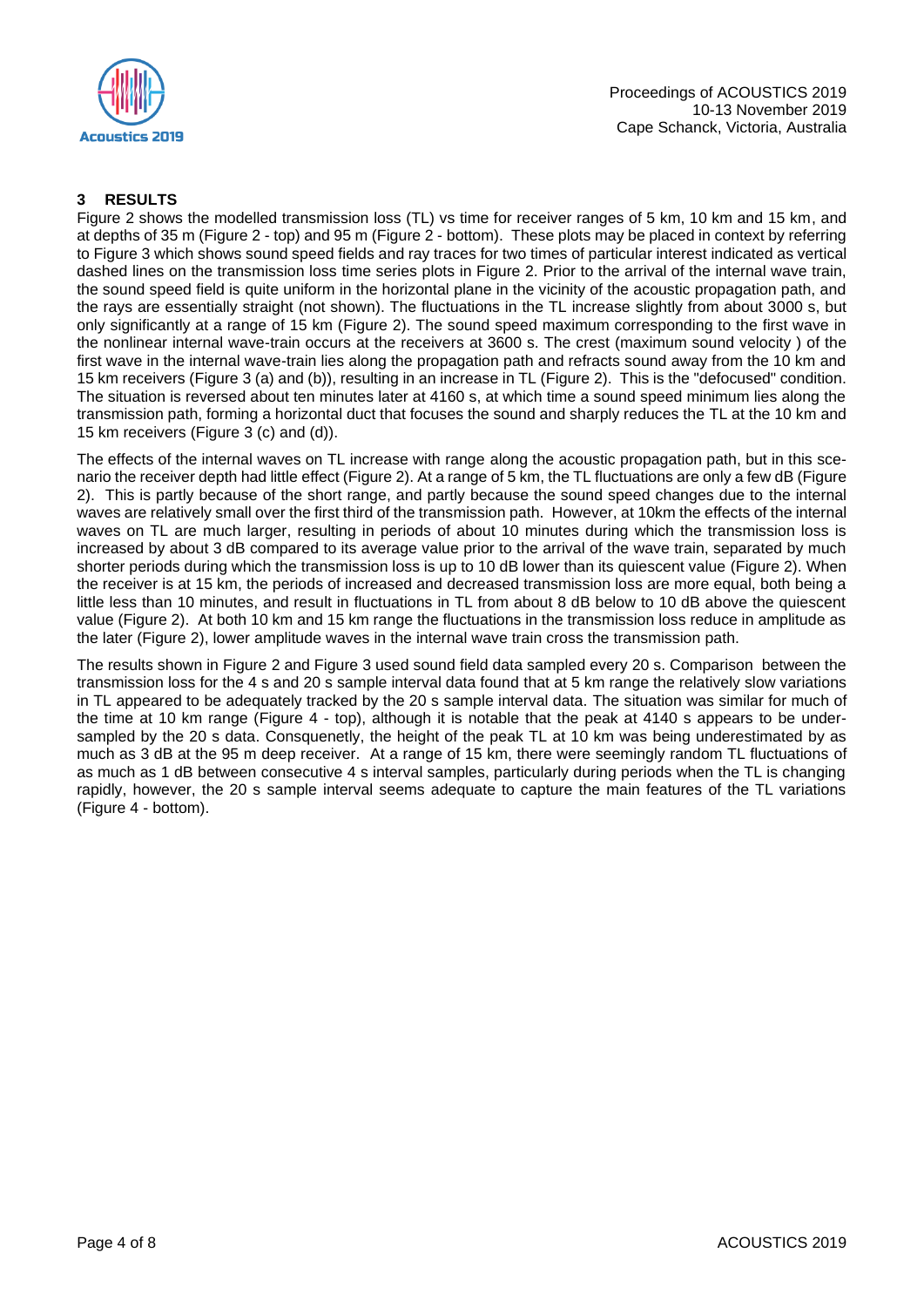## 3 RESULTS

Figure 2 shows the modelled transmission loss (TL) vs time for receiver ranges of 5 km, 10 km and 15 km, and at depths of 35 m (Figure 2 - top) and 95 m (Figure 2 - bottom). These plots may be placed in context by referring to Figure 3 which shows sound speed fields and ray traces for two times of particular interest indicated as vertical dashed lines on the transmission loss time series plots in Figure 2. Prior to the arrival of the internal wave train, the sound speed field is quite uniform in the horizontal plane in the vicinity of the acoustic propagation path, and the rays are essentially straight (not shown). The fluctuations in the TL increase slightly from about 3000 s, but only significantly at a range of 15 km (Figure 2). The sound speed maximum corresponding to the first wave in the nonlinear internal wave-train occurs at the receivers at 3600 s. The crest (maximum sound velocity ) of the first wave in the internal wave-train lies along the propagation path and refracts sound away from the 10 km and 15 km receivers (Figure 3 (a) and (b)), resulting in an increase in TL (Figure 2). This is the "defocused" condition. The situation is reversed about ten minutes later at 4160 s, at which time a sound speed minimum lies along the transmission path, forming a horizontal duct that focuses the sound and sharply reduces the TL at the 10 km and 15 km receivers (Figure 3 (c) and (d)).

The effects of the internal waves on TL increase with range along the acoustic propagation path, but in this scenario the receiver depth had little effect (Figure 2). At a range of 5 km, the TL fluctuations are only a few dB (Figure 2). This is partly because of the short range, and partly because the sound speed changes due to the internal waves are relatively small over the first third of the transmission path. However, at 10km the effects of the internal waves on TL are much larger, resulting in periods of about 10 minutes during which the transmission loss is increased by about 3 dB compared to its average value prior to the arrival of the wave train, separated by much shorter periods during which the transmission loss is up to 10 dB lower than its quiescent value (Figure 2). When the receiver is at 15 km, the periods of increased and decreased transmission loss are more equal, both being a little less than 10 minutes, and result in fluctuations in TL from about 8 dB below to 10 dB above the quiescent value (Figure 2). At both 10 km and 15 km range the fluctuations in the transmission loss reduce in amplitude as the later (Figure 2), lower amplitude waves in the internal wave train cross the transmission path.

The results shown in Figure 2 and Figure 3 used sound field data sampled every 20 s. Comparison between the transmission loss for the 4 s and 20 s sample interval data found that at 5 km range the relatively slow variations in TL appeared to be adequately tracked by the 20 s sample interval data. The situation was similar for much of the time at 10 km range (Figure 4 - top), although it is notable that the peak at 4140 s appears to be undersampled by the 20 s data. Consquenetly, the height of the peak TL at 10 km was being underestimated by as much as 3 dB at the 95 m deep receiver. At a range of 15 km, there were seemingly random TL fluctuations of as much as 1 dB between consecutive 4 s interval samples, particularly during periods when the TL is changing rapidly, however, the 20 s sample interval seems adequate to capture the main features of the TL variations (Figure 4 - bottom).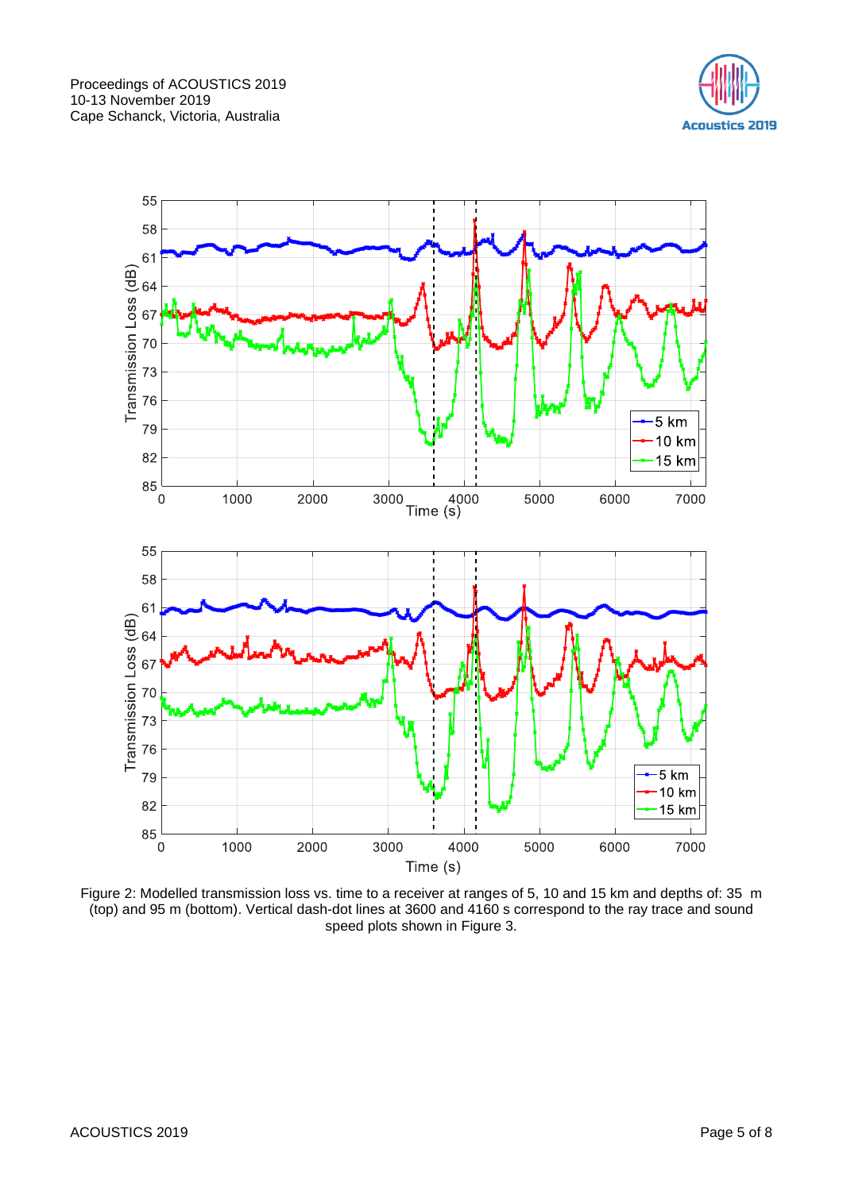55
58
61
64
67
70
73
76
79
82
85
Transmission Loss (dB)
0
1000
2000
3000
4000
5000
6000
7000
Time (s)
5 km
10 km
15 km

55
58
61
64
67
70
73
76
79
82
85
Transmission Loss (dB)
0
1000
2000
3000
4000
5000
6000
7000
Time (s)
5 km
10 km
15 km

Figure 2: Modelled transmission loss vs. time to a receiver at ranges of 5, 10 and 15 km and depths of: 35 m (top) and 95 m (bottom). Vertical dash-dot lines at 3600 and 4160 s correspond to the ray trace and sound speed plots shown in Figure 3.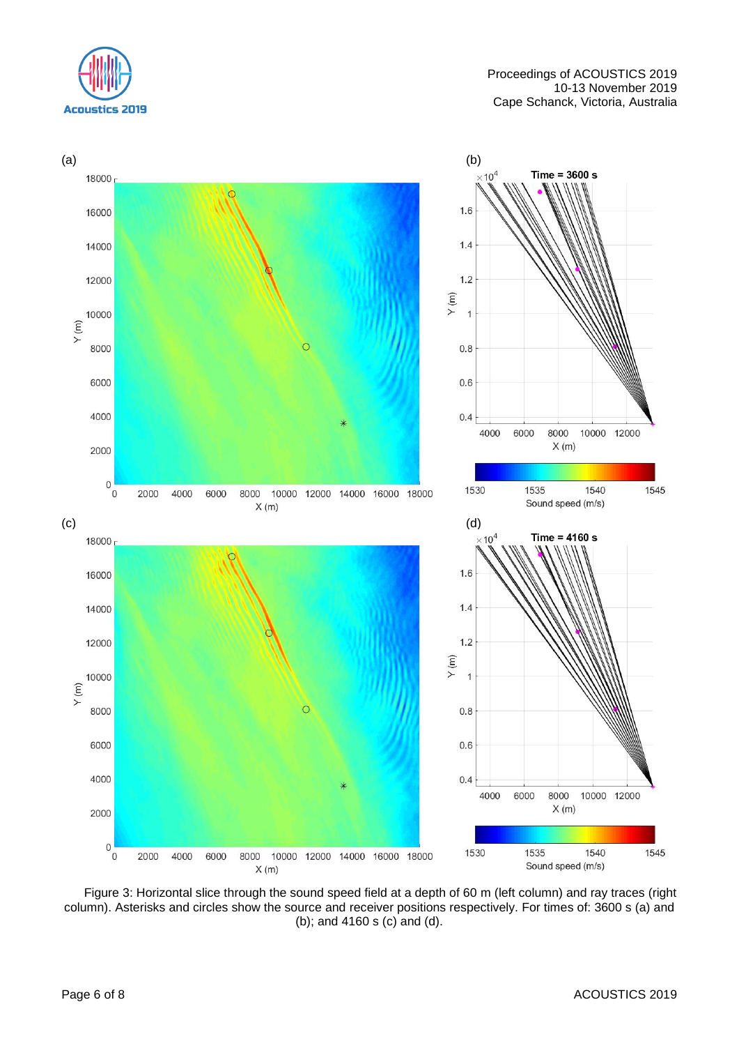(a)

18000
16000
14000
12000
10000
8000
6000
4000
2000
0
Y (m)
0 2000 4000 6000 8000 10000 12000 14000 16000 18000
X (m)

(b)

$\times 10^4$
Time = 3600 s
1.6
1.4
1.2
1
0.8
0.6
0.4
Y (m)
4000 6000 8000 10000 12000
X (m)

1530 1535 1540 1545
Sound speed (m/s)

(c)

18000
16000
14000
12000
10000
8000
6000
4000
2000
0
Y (m)
0 2000 4000 6000 8000 10000 12000 14000 16000 18000
X (m)

(d)

$\times 10^4$
Time = 4160 s
1.6
1.4
1.2
1
0.8
0.6
0.4
Y (m)
4000 6000 8000 10000 12000
X (m)

1530 1535 1540 1545
Sound speed (m/s)

Figure 3: Horizontal slice through the sound speed field at a depth of 60 m (left column) and ray traces (right column). Asterisks and circles show the source and receiver positions respectively. For times of: 3600 s (a) and (b); and 4160 s (c) and (d).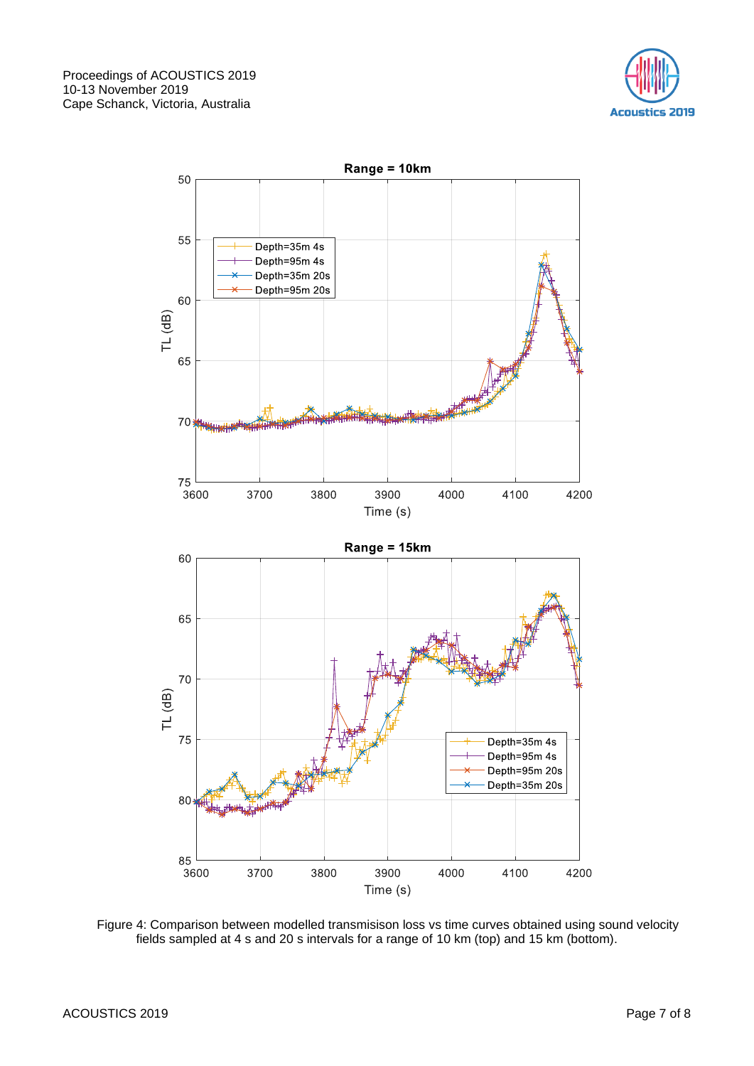Range = 10km

TL (dB)

50
55
60
65
70
75

3600 3700 3800 3900 4000 4100 4200

Time (s)

Depth=35m 4s
Depth=95m 4s
Depth=35m 20s
Depth=95m 20s

Range = 15km

TL (dB)

60
65
70
75
80
85

3600 3700 3800 3900 4000 4100 4200

Time (s)

Depth=35m 4s
Depth=95m 4s
Depth=95m 20s
Depth=35m 20s

Figure 4: Comparison between modelled transmisison loss vs time curves obtained using sound velocity fields sampled at 4 s and 20 s intervals for a range of 10 km (top) and 15 km (bottom).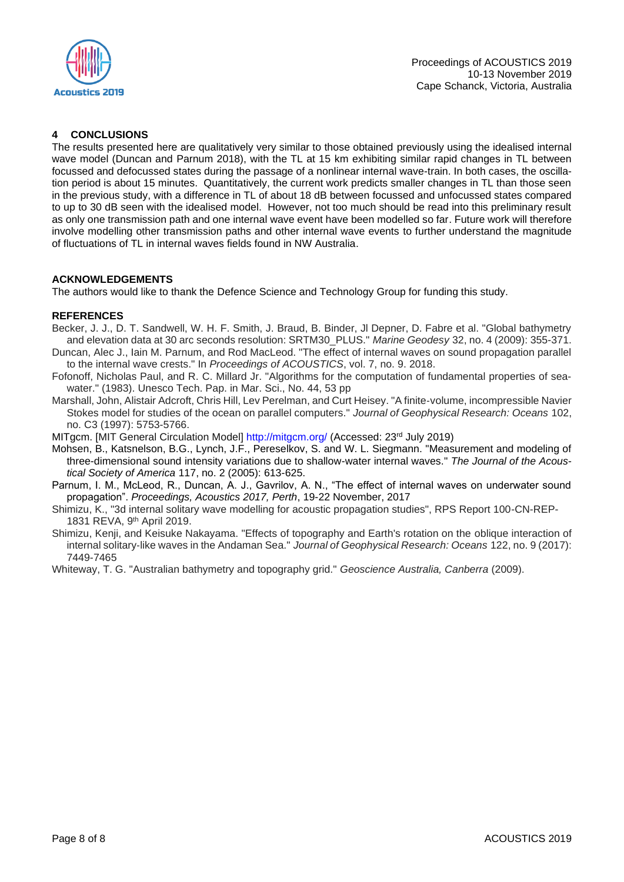## 4 CONCLUSIONS

The results presented here are qualitatively very similar to those obtained previously using the idealised internal wave model (Duncan and Parnum 2018), with the TL at 15 km exhibiting similar rapid changes in TL between focussed and defocussed states during the passage of a nonlinear internal wave-train. In both cases, the oscillation period is about 15 minutes. Quantitatively, the current work predicts smaller changes in TL than those seen in the previous study, with a difference in TL of about 18 dB between focussed and unfocussed states compared to up to 30 dB seen with the idealised model. However, not too much should be read into this preliminary result as only one transmission path and one internal wave event have been modelled so far. Future work will therefore involve modelling other transmission paths and other internal wave events to further understand the magnitude of fluctuations of TL in internal waves fields found in NW Australia.

## ACKNOWLEDGEMENTS

The authors would like to thank the Defence Science and Technology Group for funding this study.

## REFERENCES

Becker, J. J., D. T. Sandwell, W. H. F. Smith, J. Braud, B. Binder, Jl Depner, D. Fabre et al. "Global bathymetry and elevation data at 30 arc seconds resolution: SRTM30_PLUS." *Marine Geodesy* 32, no. 4 (2009): 355-371.

Duncan, Alec J., Iain M. Parnum, and Rod MacLeod. "The effect of internal waves on sound propagation parallel to the internal wave crests." In *Proceedings of ACOUSTICS*, vol. 7, no. 9. 2018.

Fofonoff, Nicholas Paul, and R. C. Millard Jr. "Algorithms for the computation of fundamental properties of seawater." (1983). Unesco Tech. Pap. in Mar. Sci., No. 44, 53 pp

Marshall, John, Alistair Adcroft, Chris Hill, Lev Perelman, and Curt Heisey. "A finite-volume, incompressible Navier Stokes model for studies of the ocean on parallel computers." *Journal of Geophysical Research: Oceans* 102, no. C3 (1997): 5753-5766.

MITgcm. [MIT General Circulation Model] http://mitgcm.org/ (Accessed: 23rd July 2019)

Mohsen, B., Katsnelson, B.G., Lynch, J.F., Pereselkov, S. and W. L. Siegmann. "Measurement and modeling of three-dimensional sound intensity variations due to shallow-water internal waves." *The Journal of the Acoustical Society of America* 117, no. 2 (2005): 613-625.

Parnum, I. M., McLeod, R., Duncan, A. J., Gavrilov, A. N., "The effect of internal waves on underwater sound propagation". *Proceedings, Acoustics 2017, Perth*, 19-22 November, 2017

Shimizu, K., "3d internal solitary wave modelling for acoustic propagation studies", RPS Report 100-CN-REP-1831 REVA, 9th April 2019.

Shimizu, Kenji, and Keisuke Nakayama. "Effects of topography and Earth's rotation on the oblique interaction of internal solitary-like waves in the Andaman Sea." *Journal of Geophysical Research: Oceans* 122, no. 9 (2017): 7449-7465

Whiteway, T. G. "Australian bathymetry and topography grid." *Geoscience Australia, Canberra* (2009).